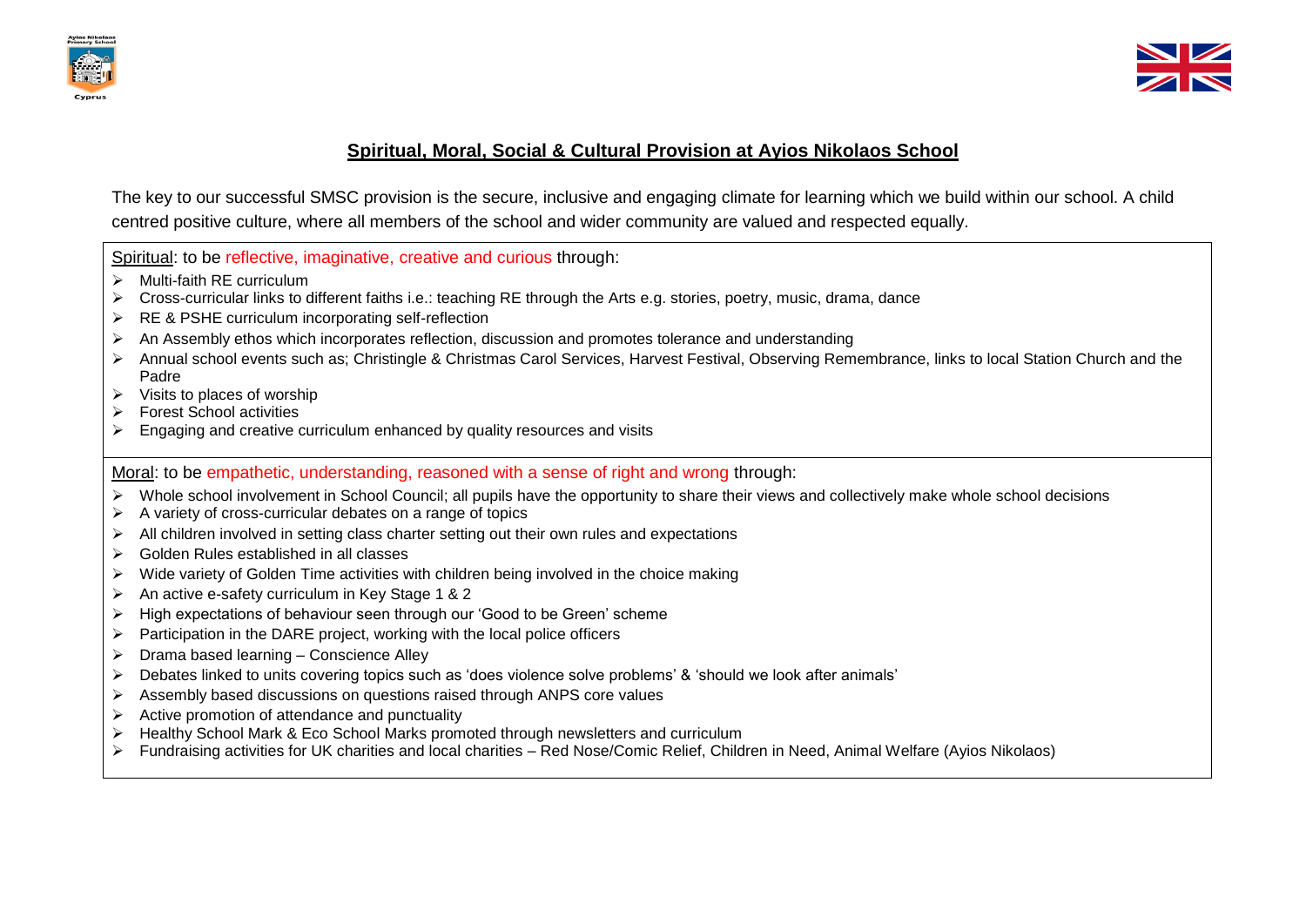## Spiritual, Moral, Social & Cultural Provision at Ayios Nikolaos School

The key to our successful SMSC provision is the secure, inclusive and engaging climate for learning which we build within our school. A child centred positive culture, where all members of the school and wider community are valued and respected equally.

Spiritual: to be reflective, imaginative, creative and curious through:

- Multi-faith RE curriculum
- Cross-curricular links to different faiths i.e.: teaching RE through the Arts e.g. stories, poetry, music, drama, dance
- RE & PSHE curriculum incorporating self-reflection
- An Assembly ethos which incorporates reflection, discussion and promotes tolerance and understanding
- Annual school events such as; Christingle & Christmas Carol Services, Harvest Festival, Observing Remembrance, links to local Station Church and the Padre
- Visits to places of worship
- Forest School activities
- Engaging and creative curriculum enhanced by quality resources and visits

Moral: to be empathetic, understanding, reasoned with a sense of right and wrong through:

- Whole school involvement in School Council; all pupils have the opportunity to share their views and collectively make whole school decisions
- A variety of cross-curricular debates on a range of topics
- All children involved in setting class charter setting out their own rules and expectations
- Golden Rules established in all classes
- Wide variety of Golden Time activities with children being involved in the choice making
- An active e-safety curriculum in Key Stage 1 & 2
- High expectations of behaviour seen through our 'Good to be Green' scheme
- Participation in the DARE project, working with the local police officers
- Drama based learning – Conscience Alley
- Debates linked to units covering topics such as 'does violence solve problems' & 'should we look after animals'
- Assembly based discussions on questions raised through ANPS core values
- Active promotion of attendance and punctuality
- Healthy School Mark & Eco School Marks promoted through newsletters and curriculum
- Fundraising activities for UK charities and local charities – Red Nose/Comic Relief, Children in Need, Animal Welfare (Ayios Nikolaos)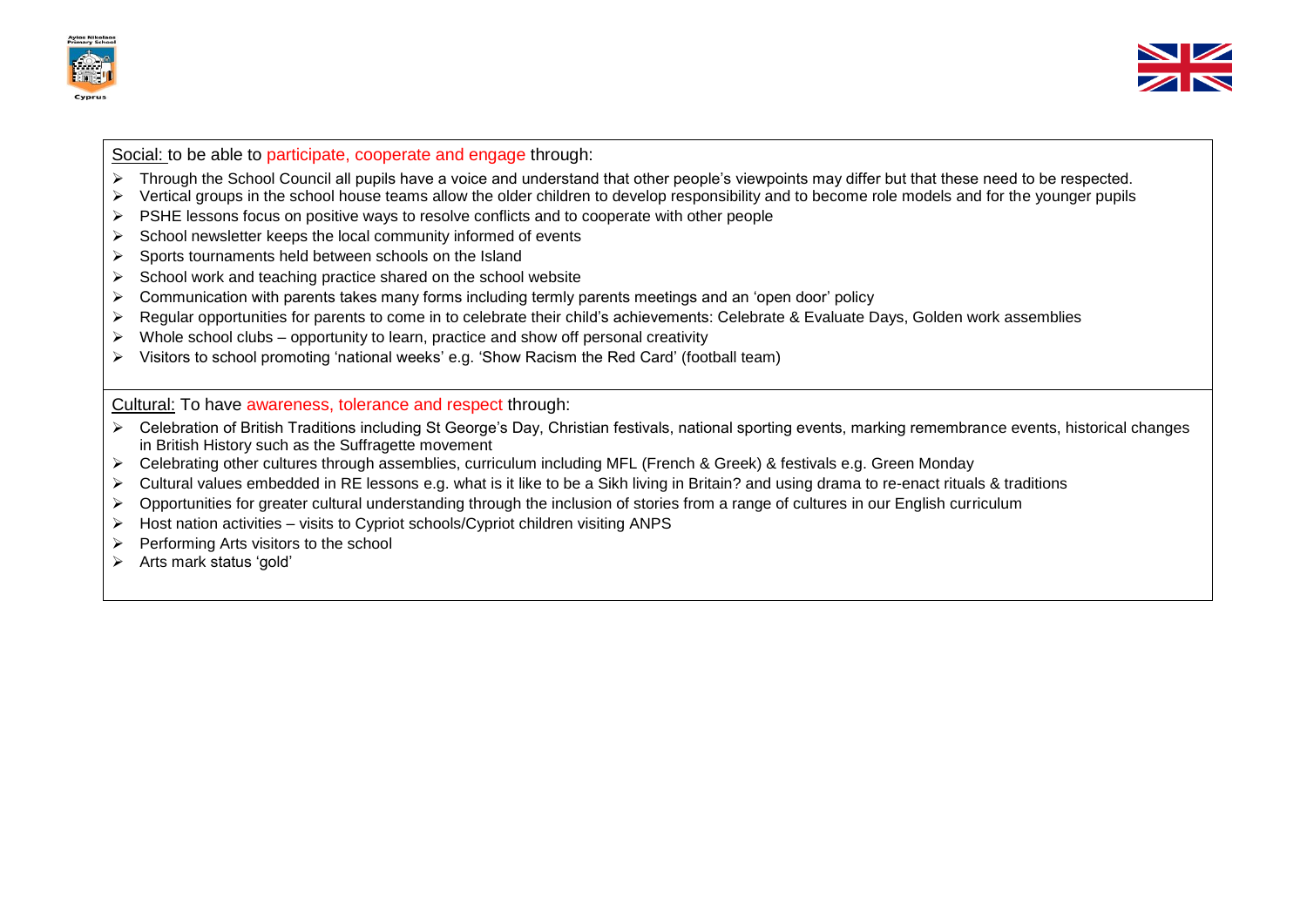Social: to be able to participate, cooperate and engage through:

- Through the School Council all pupils have a voice and understand that other people's viewpoints may differ but that these need to be respected.
- Vertical groups in the school house teams allow the older children to develop responsibility and to become role models and for the younger pupils
- PSHE lessons focus on positive ways to resolve conflicts and to cooperate with other people
- School newsletter keeps the local community informed of events
- Sports tournaments held between schools on the Island
- School work and teaching practice shared on the school website
- Communication with parents takes many forms including termly parents meetings and an 'open door' policy
- Regular opportunities for parents to come in to celebrate their child's achievements: Celebrate & Evaluate Days, Golden work assemblies
- Whole school clubs – opportunity to learn, practice and show off personal creativity
- Visitors to school promoting 'national weeks' e.g. 'Show Racism the Red Card' (football team)

Cultural: To have awareness, tolerance and respect through:

- Celebration of British Traditions including St George's Day, Christian festivals, national sporting events, marking remembrance events, historical changes in British History such as the Suffragette movement
- Celebrating other cultures through assemblies, curriculum including MFL (French & Greek) & festivals e.g. Green Monday
- Cultural values embedded in RE lessons e.g. what is it like to be a Sikh living in Britain? and using drama to re-enact rituals & traditions
- Opportunities for greater cultural understanding through the inclusion of stories from a range of cultures in our English curriculum
- Host nation activities – visits to Cypriot schools/Cypriot children visiting ANPS
- Performing Arts visitors to the school
- Arts mark status 'gold'